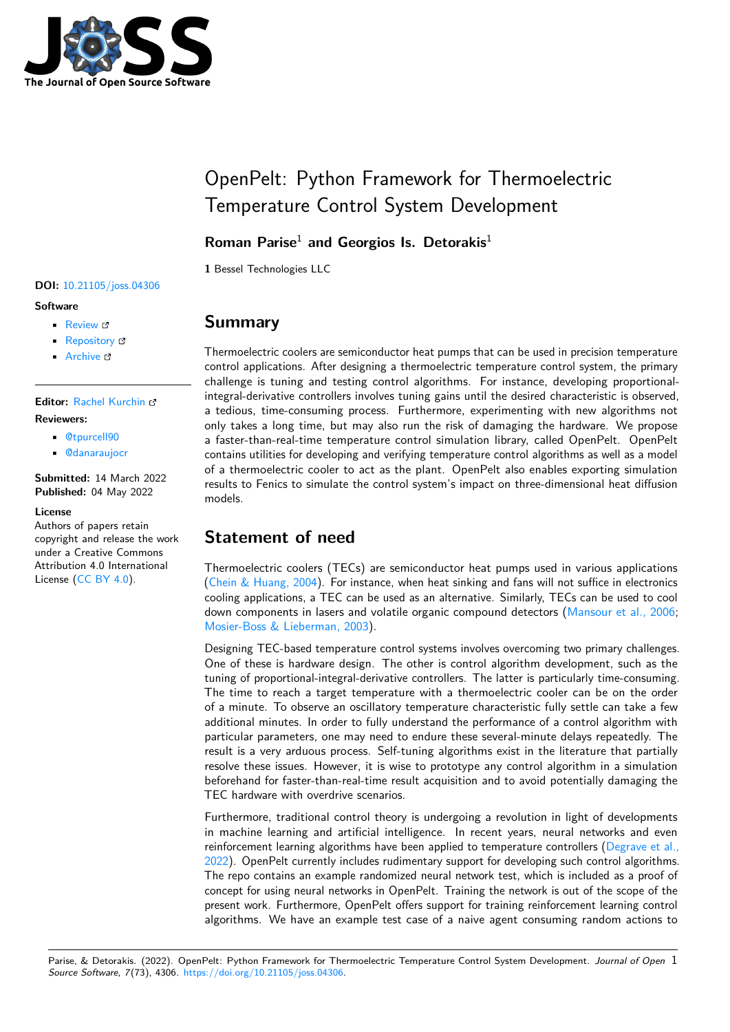# OpenPelt: Python Framework for Thermoelectric Temperature Control System Development

**Roman Parise**[1] **and Georgios Is. Detorakis**[1]

**1** Bessel Technologies LLC

**DOI:** 10.21105/joss.04306

**Software**

- Review
- Repository
- Archive

**Editor:** Rachel Kurchin

**Reviewers:**

- @tpurcell90
- @danaraujocr

**Submitted:** 14 March 2022
**Published:** 04 May 2022

**License**
Authors of papers retain copyright and release the work under a Creative Commons Attribution 4.0 International License (CC BY 4.0).

## Summary

Thermoelectric coolers are semiconductor heat pumps that can be used in precision temperature control applications. After designing a thermoelectric temperature control system, the primary challenge is tuning and testing control algorithms. For instance, developing proportional-integral-derivative controllers involves tuning gains until the desired characteristic is observed, a tedious, time-consuming process. Furthermore, experimenting with new algorithms not only takes a long time, but may also run the risk of damaging the hardware. We propose a faster-than-real-time temperature control simulation library, called OpenPelt. OpenPelt contains utilities for developing and verifying temperature control algorithms as well as a model of a thermoelectric cooler to act as the plant. OpenPelt also enables exporting simulation results to Fenics to simulate the control system's impact on three-dimensional heat diffusion models.

## Statement of need

Thermoelectric coolers (TECs) are semiconductor heat pumps used in various applications (Chein & Huang, 2004). For instance, when heat sinking and fans will not suffice in electronics cooling applications, a TEC can be used as an alternative. Similarly, TECs can be used to cool down components in lasers and volatile organic compound detectors (Mansour et al., 2006; Mosier-Boss & Lieberman, 2003).

Designing TEC-based temperature control systems involves overcoming two primary challenges. One of these is hardware design. The other is control algorithm development, such as the tuning of proportional-integral-derivative controllers. The latter is particularly time-consuming. The time to reach a target temperature with a thermoelectric cooler can be on the order of a minute. To observe an oscillatory temperature characteristic fully settle can take a few additional minutes. In order to fully understand the performance of a control algorithm with particular parameters, one may need to endure these several-minute delays repeatedly. The result is a very arduous process. Self-tuning algorithms exist in the literature that partially resolve these issues. However, it is wise to prototype any control algorithm in a simulation beforehand for faster-than-real-time result acquisition and to avoid potentially damaging the TEC hardware with overdrive scenarios.

Furthermore, traditional control theory is undergoing a revolution in light of developments in machine learning and artificial intelligence. In recent years, neural networks and even reinforcement learning algorithms have been applied to temperature controllers (Degrave et al., 2022). OpenPelt currently includes rudimentary support for developing such control algorithms. The repo contains an example randomized neural network test, which is included as a proof of concept for using neural networks in OpenPelt. Training the network is out of the scope of the present work. Furthermore, OpenPelt offers support for training reinforcement learning control algorithms. We have an example test case of a naive agent consuming random actions to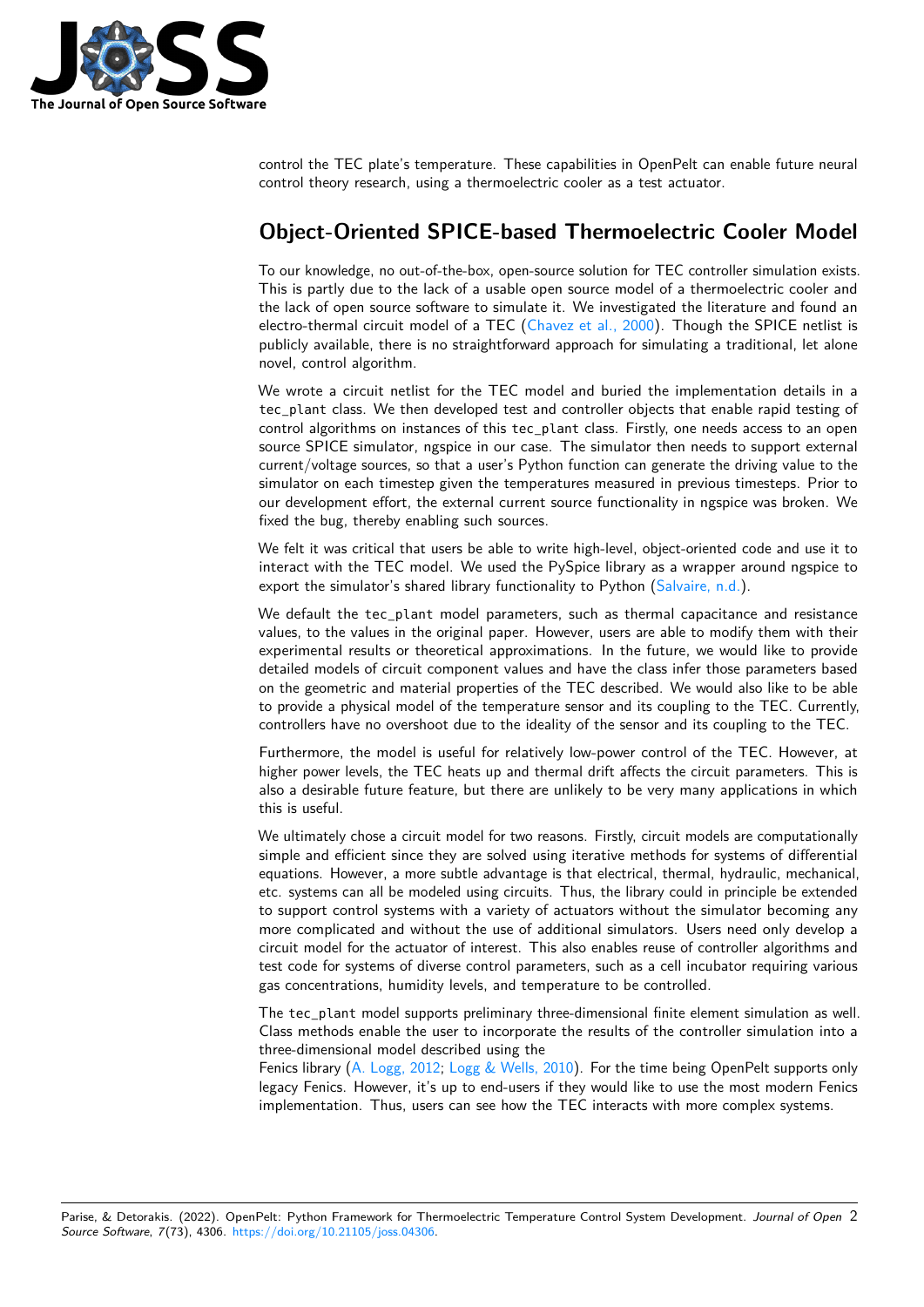control the TEC plate's temperature. These capabilities in OpenPelt can enable future neural control theory research, using a thermoelectric cooler as a test actuator.

# Object-Oriented SPICE-based Thermoelectric Cooler Model

To our knowledge, no out-of-the-box, open-source solution for TEC controller simulation exists. This is partly due to the lack of a usable open source model of a thermoelectric cooler and the lack of open source software to simulate it. We investigated the literature and found an electro-thermal circuit model of a TEC (Chavez et al., 2000). Though the SPICE netlist is publicly available, there is no straightforward approach for simulating a traditional, let alone novel, control algorithm.

We wrote a circuit netlist for the TEC model and buried the implementation details in a `tec_plant` class. We then developed test and controller objects that enable rapid testing of control algorithms on instances of this `tec_plant` class. Firstly, one needs access to an open source SPICE simulator, ngspice in our case. The simulator then needs to support external current/voltage sources, so that a user's Python function can generate the driving value to the simulator on each timestep given the temperatures measured in previous timesteps. Prior to our development effort, the external current source functionality in ngspice was broken. We fixed the bug, thereby enabling such sources.

We felt it was critical that users be able to write high-level, object-oriented code and use it to interact with the TEC model. We used the PySpice library as a wrapper around ngspice to export the simulator's shared library functionality to Python (Salvaire, n.d.).

We default the `tec_plant` model parameters, such as thermal capacitance and resistance values, to the values in the original paper. However, users are able to modify them with their experimental results or theoretical approximations. In the future, we would like to provide detailed models of circuit component values and have the class infer those parameters based on the geometric and material properties of the TEC described. We would also like to be able to provide a physical model of the temperature sensor and its coupling to the TEC. Currently, controllers have no overshoot due to the ideality of the sensor and its coupling to the TEC.

Furthermore, the model is useful for relatively low-power control of the TEC. However, at higher power levels, the TEC heats up and thermal drift affects the circuit parameters. This is also a desirable future feature, but there are unlikely to be very many applications in which this is useful.

We ultimately chose a circuit model for two reasons. Firstly, circuit models are computationally simple and efficient since they are solved using iterative methods for systems of differential equations. However, a more subtle advantage is that electrical, thermal, hydraulic, mechanical, etc. systems can all be modeled using circuits. Thus, the library could in principle be extended to support control systems with a variety of actuators without the simulator becoming any more complicated and without the use of additional simulators. Users need only develop a circuit model for the actuator of interest. This also enables reuse of controller algorithms and test code for systems of diverse control parameters, such as a cell incubator requiring various gas concentrations, humidity levels, and temperature to be controlled.

The `tec_plant` model supports preliminary three-dimensional finite element simulation as well. Class methods enable the user to incorporate the results of the controller simulation into a three-dimensional model described using the Fenics library (A. Logg, 2012; Logg & Wells, 2010). For the time being OpenPelt supports only legacy Fenics. However, it's up to end-users if they would like to use the most modern Fenics implementation. Thus, users can see how the TEC interacts with more complex systems.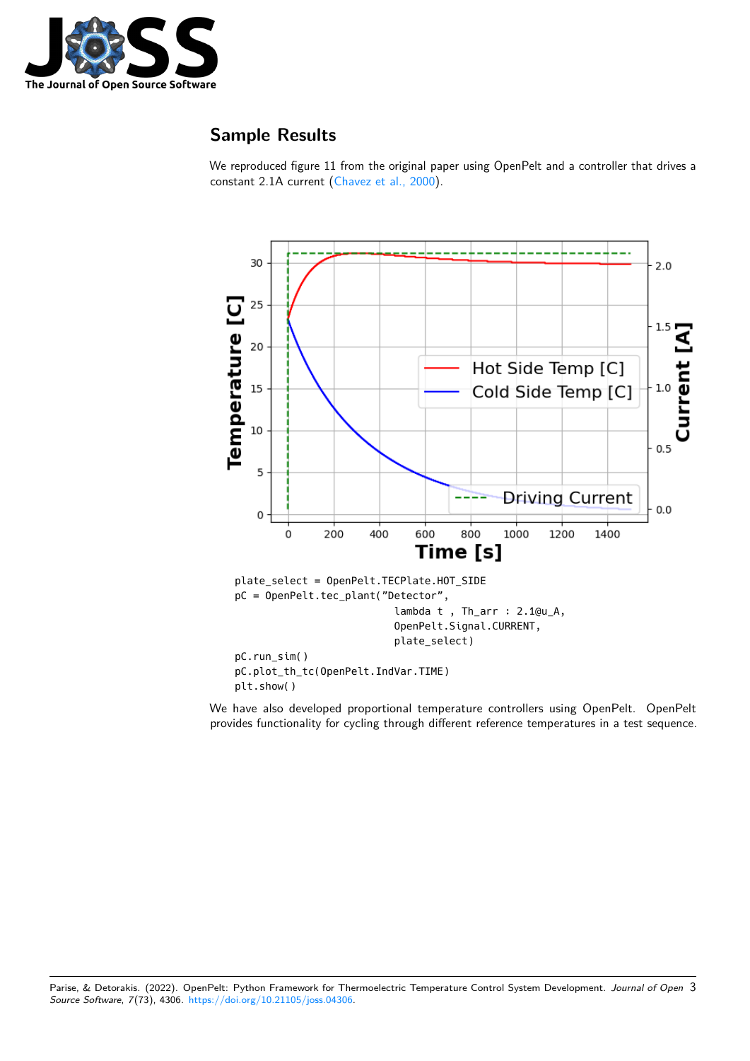## Sample Results

We reproduced figure 11 from the original paper using OpenPelt and a controller that drives a constant 2.1A current (Chavez et al., 2000).

```
plate_select = OpenPelt.TECPlate.HOT_SIDE
pC = OpenPelt.tec_plant("Detector",
                        lambda t , Th_arr : 2.1@u_A,
                        OpenPelt.Signal.CURRENT,
                        plate_select)
pC.run_sim()
pC.plot_th_tc(OpenPelt.IndVar.TIME)
plt.show()
```

We have also developed proportional temperature controllers using OpenPelt. OpenPelt provides functionality for cycling through different reference temperatures in a test sequence.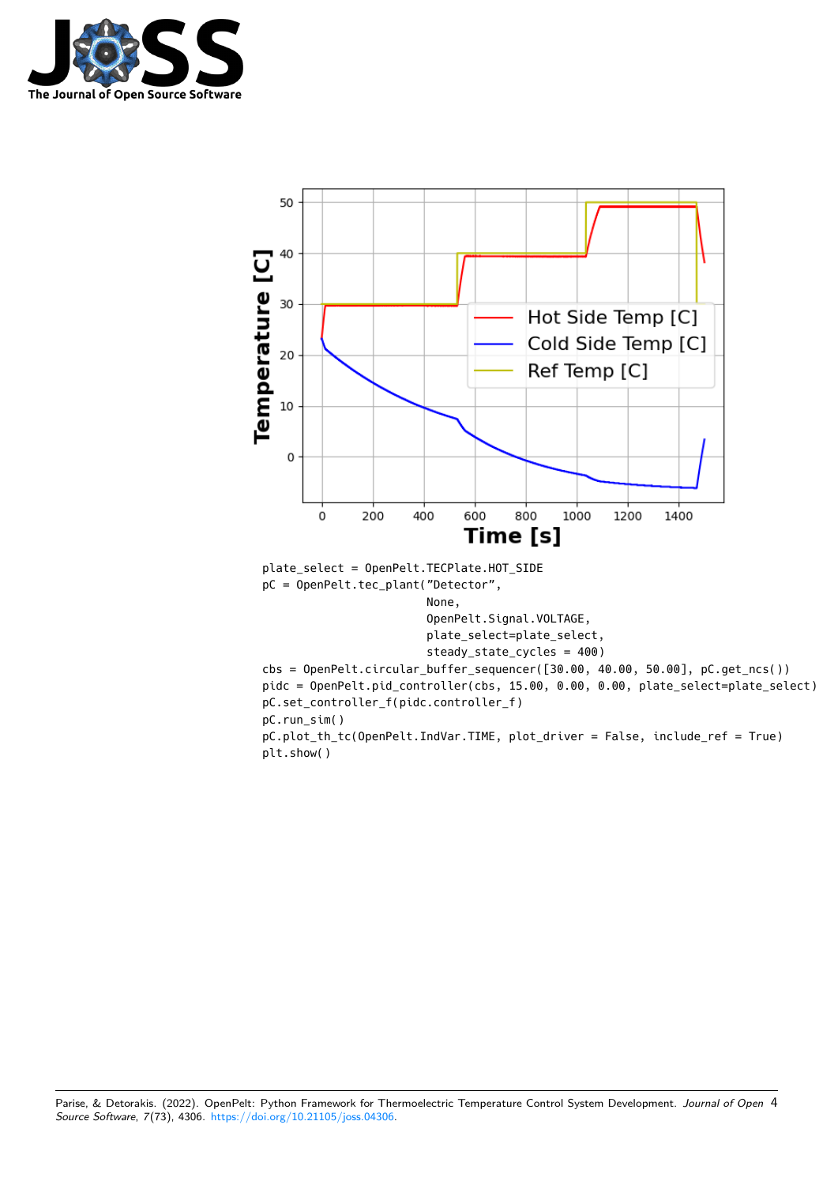```
plate_select = OpenPelt.TECPlate.HOT_SIDE
pC = OpenPelt.tec_plant("Detector",
                        None,
                        OpenPelt.Signal.VOLTAGE,
                        plate_select=plate_select,
                        steady_state_cycles = 400)
cbs = OpenPelt.circular_buffer_sequencer([30.00, 40.00, 50.00], pC.get_ncs())
pidc = OpenPelt.pid_controller(cbs, 15.00, 0.00, 0.00, plate_select=plate_select)
pC.set_controller_f(pidc.controller_f)
pC.run_sim()
pC.plot_th_tc(OpenPelt.IndVar.TIME, plot_driver = False, include_ref = True)
plt.show()
```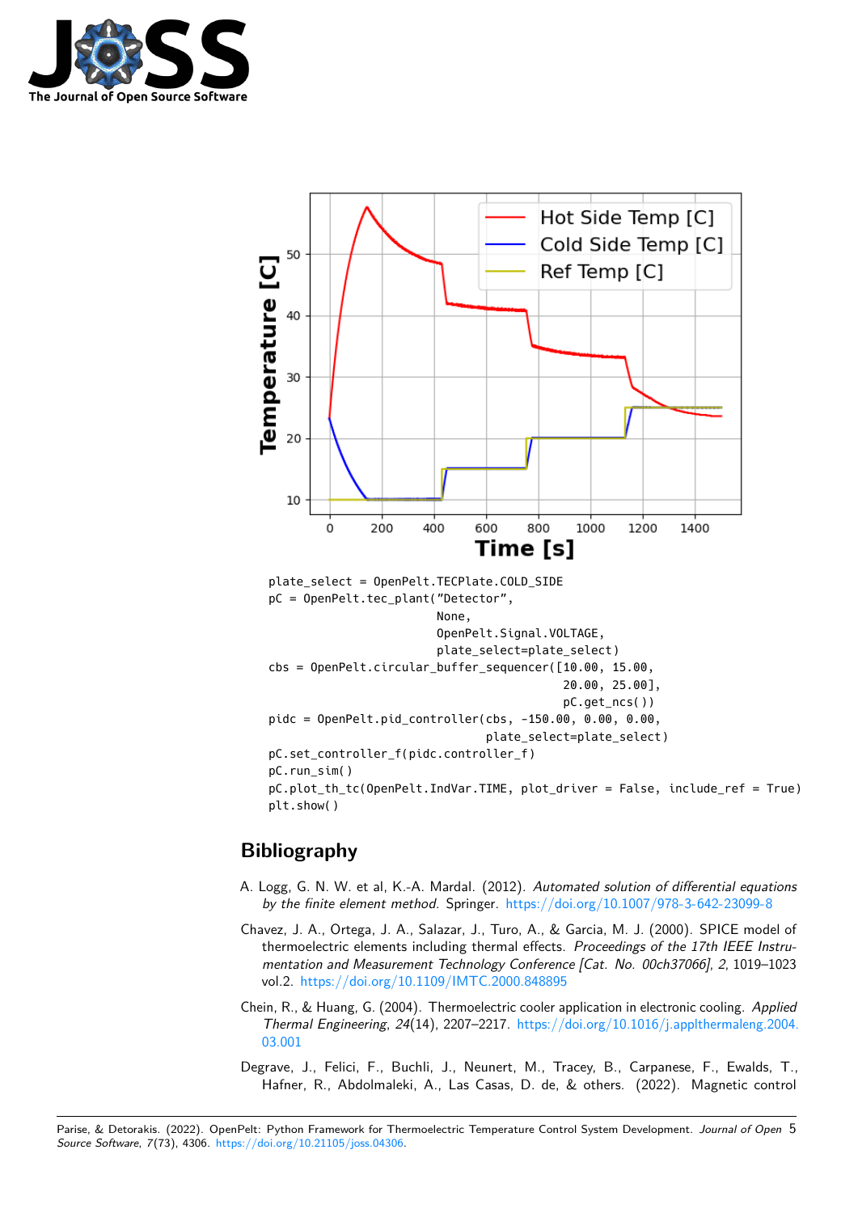```
plate_select = OpenPelt.TECPlate.COLD_SIDE
pC = OpenPelt.tec_plant("Detector",
                        None,
                        OpenPelt.Signal.VOLTAGE,
                        plate_select=plate_select)
cbs = OpenPelt.circular_buffer_sequencer([10.00, 15.00,
                                          20.00, 25.00],
                                          pC.get_ncs())
pidc = OpenPelt.pid_controller(cbs, -150.00, 0.00, 0.00,
                               plate_select=plate_select)
pC.set_controller_f(pidc.controller_f)
pC.run_sim()
pC.plot_th_tc(OpenPelt.IndVar.TIME, plot_driver = False, include_ref = True)
plt.show()
```

## Bibliography

A. Logg, G. N. W. et al, K.-A. Mardal. (2012). *Automated solution of differential equations by the finite element method*. Springer. https://doi.org/10.1007/978-3-642-23099-8

Chavez, J. A., Ortega, J. A., Salazar, J., Turo, A., & Garcia, M. J. (2000). SPICE model of thermoelectric elements including thermal effects. *Proceedings of the 17th IEEE Instrumentation and Measurement Technology Conference [Cat. No. 00ch37066]*, *2*, 1019–1023 vol.2. https://doi.org/10.1109/IMTC.2000.848895

Chein, R., & Huang, G. (2004). Thermoelectric cooler application in electronic cooling. *Applied Thermal Engineering*, *24*(14), 2207–2217. https://doi.org/10.1016/j.applthermaleng.2004.03.001

Degrave, J., Felici, F., Buchli, J., Neunert, M., Tracey, B., Carpanese, F., Ewalds, T., Hafner, R., Abdolmaleki, A., Las Casas, D. de, & others. (2022). Magnetic control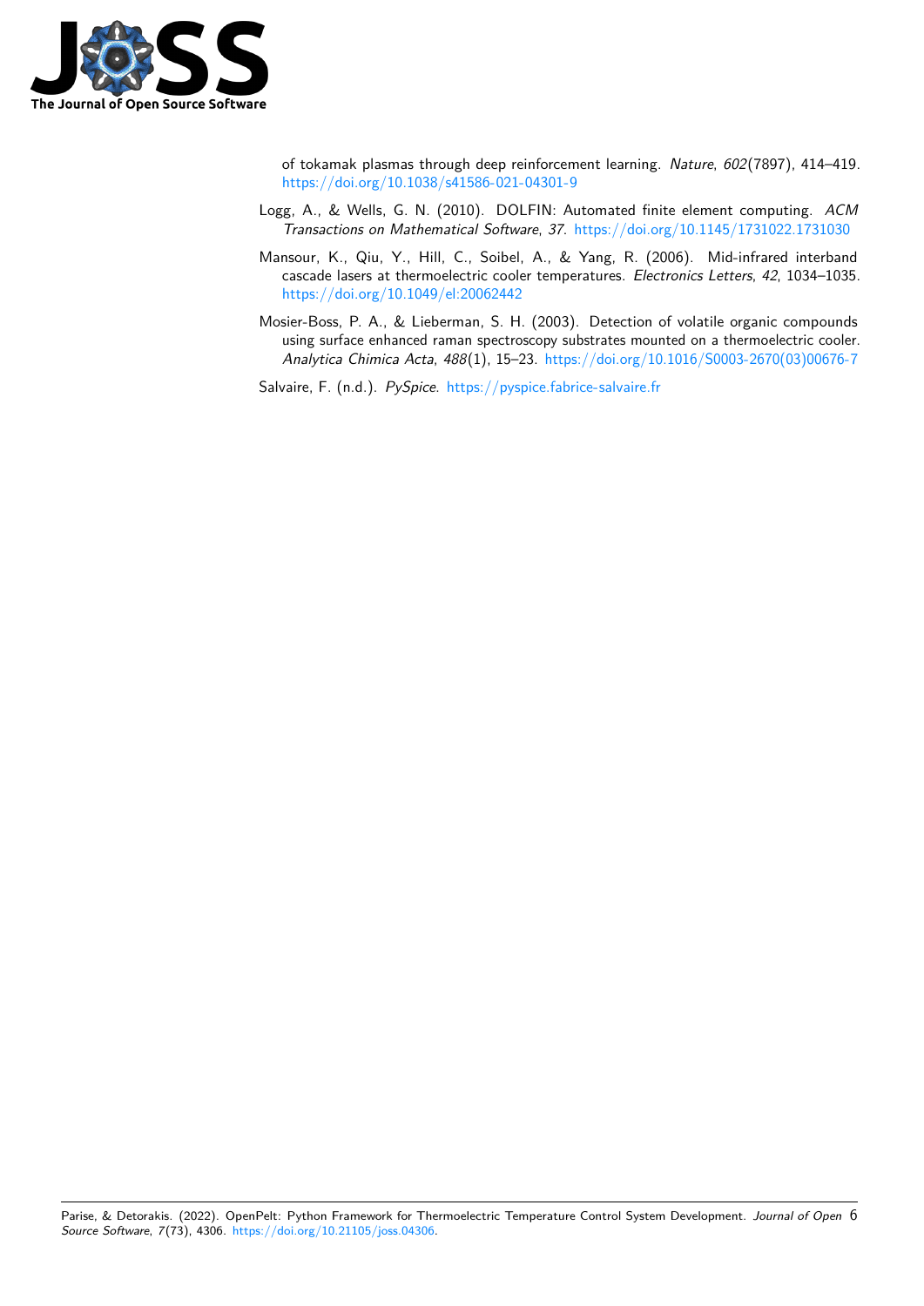of tokamak plasmas through deep reinforcement learning. *Nature*, *602*(7897), 414–419. https://doi.org/10.1038/s41586-021-04301-9

Logg, A., & Wells, G. N. (2010). DOLFIN: Automated finite element computing. *ACM Transactions on Mathematical Software*, *37*. https://doi.org/10.1145/1731022.1731030

Mansour, K., Qiu, Y., Hill, C., Soibel, A., & Yang, R. (2006). Mid-infrared interband cascade lasers at thermoelectric cooler temperatures. *Electronics Letters*, *42*, 1034–1035. https://doi.org/10.1049/el:20062442

Mosier-Boss, P. A., & Lieberman, S. H. (2003). Detection of volatile organic compounds using surface enhanced raman spectroscopy substrates mounted on a thermoelectric cooler. *Analytica Chimica Acta*, *488*(1), 15–23. https://doi.org/10.1016/S0003-2670(03)00676-7

Salvaire, F. (n.d.). *PySpice*. https://pyspice.fabrice-salvaire.fr